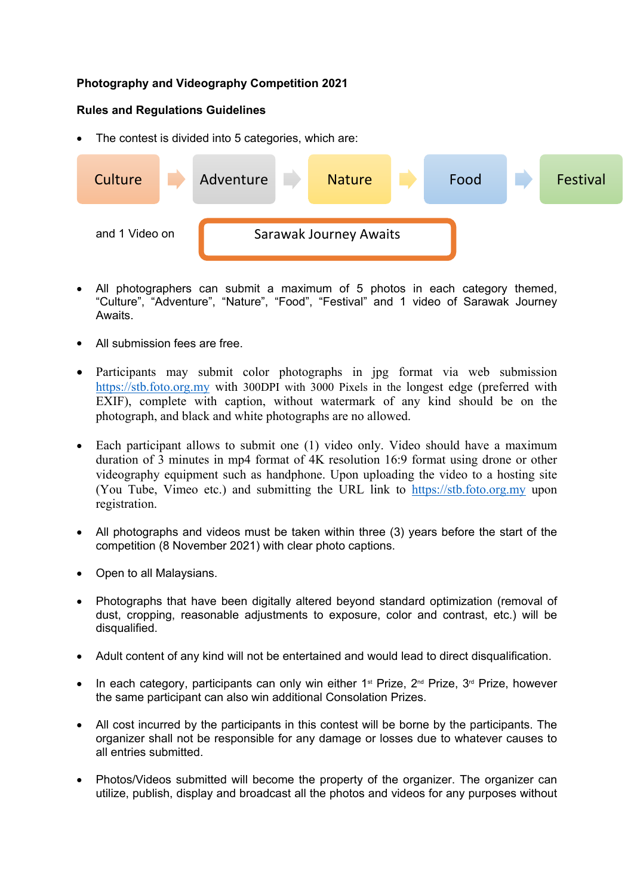**Photography and Videography Competition 2021**

**Rules and Regulations Guidelines**

- The contest is divided into 5 categories, which are:

Culture → Adventure → Nature → Food → Festival

and 1 Video on

Sarawak Journey Awaits

- All photographers can submit a maximum of 5 photos in each category themed, "Culture", "Adventure", "Nature", "Food", "Festival" and 1 video of Sarawak Journey Awaits.

- All submission fees are free.

- Participants may submit color photographs in jpg format via web submission https://stb.foto.org.my with 300DPI with 3000 Pixels in the longest edge (preferred with EXIF), complete with caption, without watermark of any kind should be on the photograph, and black and white photographs are no allowed.

- Each participant allows to submit one (1) video only. Video should have a maximum duration of 3 minutes in mp4 format of 4K resolution 16:9 format using drone or other videography equipment such as handphone. Upon uploading the video to a hosting site (You Tube, Vimeo etc.) and submitting the URL link to https://stb.foto.org.my upon registration.

- All photographs and videos must be taken within three (3) years before the start of the competition (8 November 2021) with clear photo captions.

- Open to all Malaysians.

- Photographs that have been digitally altered beyond standard optimization (removal of dust, cropping, reasonable adjustments to exposure, color and contrast, etc.) will be disqualified.

- Adult content of any kind will not be entertained and would lead to direct disqualification.

- In each category, participants can only win either 1st Prize, 2nd Prize, 3rd Prize, however the same participant can also win additional Consolation Prizes.

- All cost incurred by the participants in this contest will be borne by the participants. The organizer shall not be responsible for any damage or losses due to whatever causes to all entries submitted.

- Photos/Videos submitted will become the property of the organizer. The organizer can utilize, publish, display and broadcast all the photos and videos for any purposes without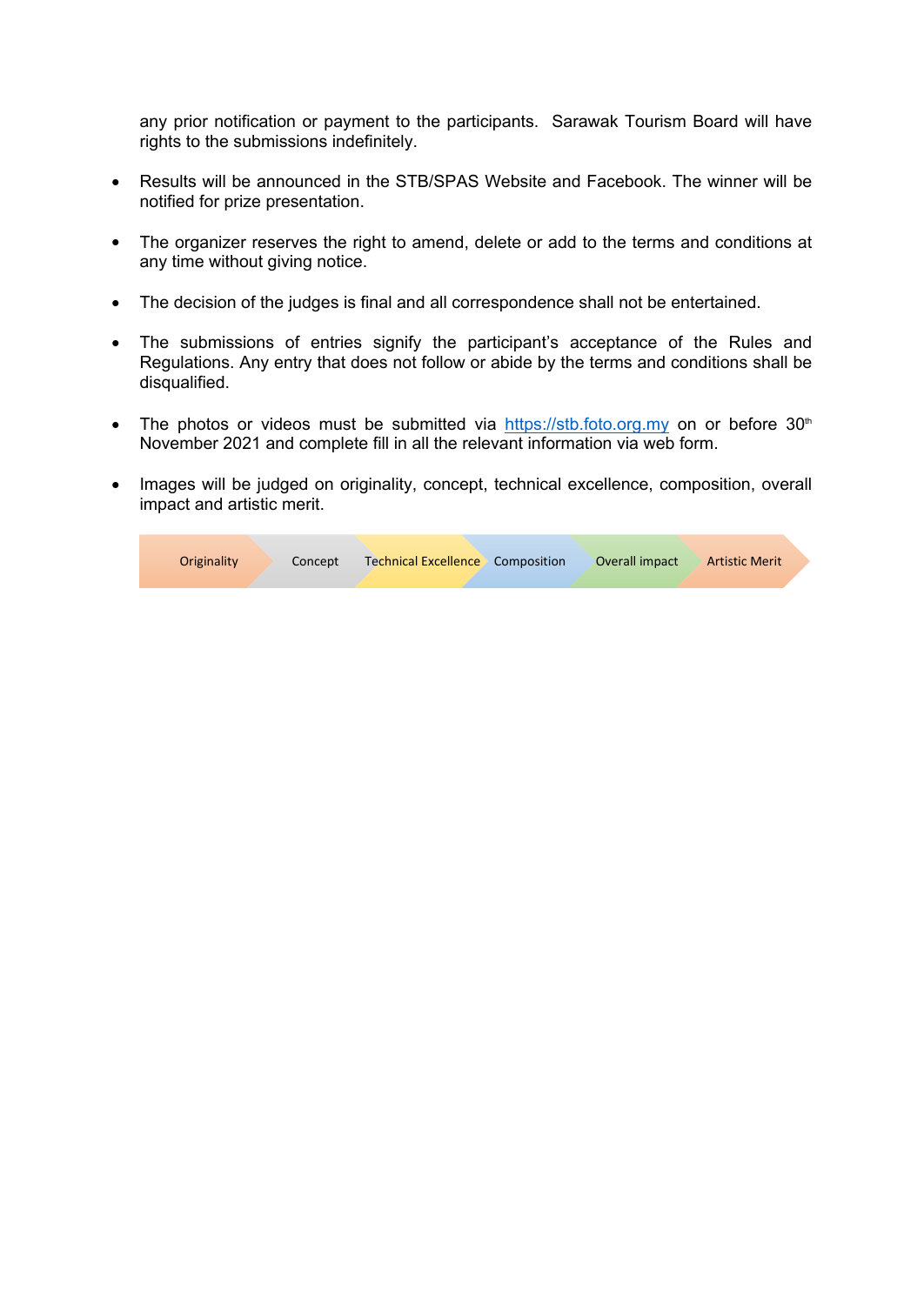any prior notification or payment to the participants. Sarawak Tourism Board will have rights to the submissions indefinitely.

- Results will be announced in the STB/SPAS Website and Facebook. The winner will be notified for prize presentation.
- The organizer reserves the right to amend, delete or add to the terms and conditions at any time without giving notice.
- The decision of the judges is final and all correspondence shall not be entertained.
- The submissions of entries signify the participant's acceptance of the Rules and Regulations. Any entry that does not follow or abide by the terms and conditions shall be disqualified.
- The photos or videos must be submitted via https://stb.foto.org.my on or before 30th November 2021 and complete fill in all the relevant information via web form.
- Images will be judged on originality, concept, technical excellence, composition, overall impact and artistic merit.

Originality → Concept → Technical Excellence → Composition → Overall impact → Artistic Merit